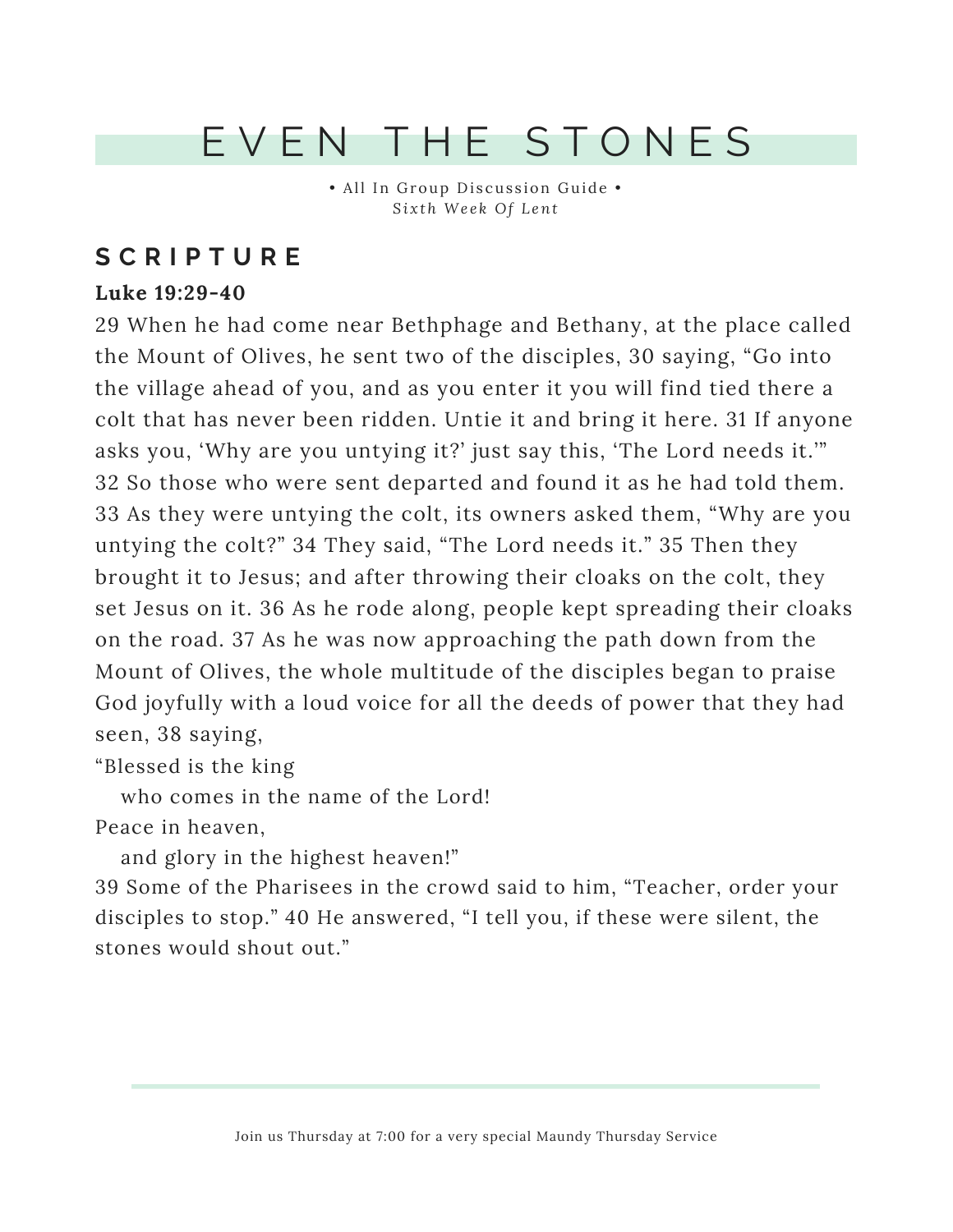# EVEN THE STONES

• All In Group Discussion Guide •
*Sixth Week Of Lent*

## SCRIPTURE

**Luke 19:29-40**

29 When he had come near Bethphage and Bethany, at the place called the Mount of Olives, he sent two of the disciples, 30 saying, “Go into the village ahead of you, and as you enter it you will find tied there a colt that has never been ridden. Untie it and bring it here. 31 If anyone asks you, ‘Why are you untying it?’ just say this, ‘The Lord needs it.’” 32 So those who were sent departed and found it as he had told them. 33 As they were untying the colt, its owners asked them, “Why are you untying the colt?” 34 They said, “The Lord needs it.” 35 Then they brought it to Jesus; and after throwing their cloaks on the colt, they set Jesus on it. 36 As he rode along, people kept spreading their cloaks on the road. 37 As he was now approaching the path down from the Mount of Olives, the whole multitude of the disciples began to praise God joyfully with a loud voice for all the deeds of power that they had seen, 38 saying,

“Blessed is the king
  who comes in the name of the Lord!
Peace in heaven,
  and glory in the highest heaven!”

39 Some of the Pharisees in the crowd said to him, “Teacher, order your disciples to stop.” 40 He answered, “I tell you, if these were silent, the stones would shout out.”

---

Join us Thursday at 7:00 for a very special Maundy Thursday Service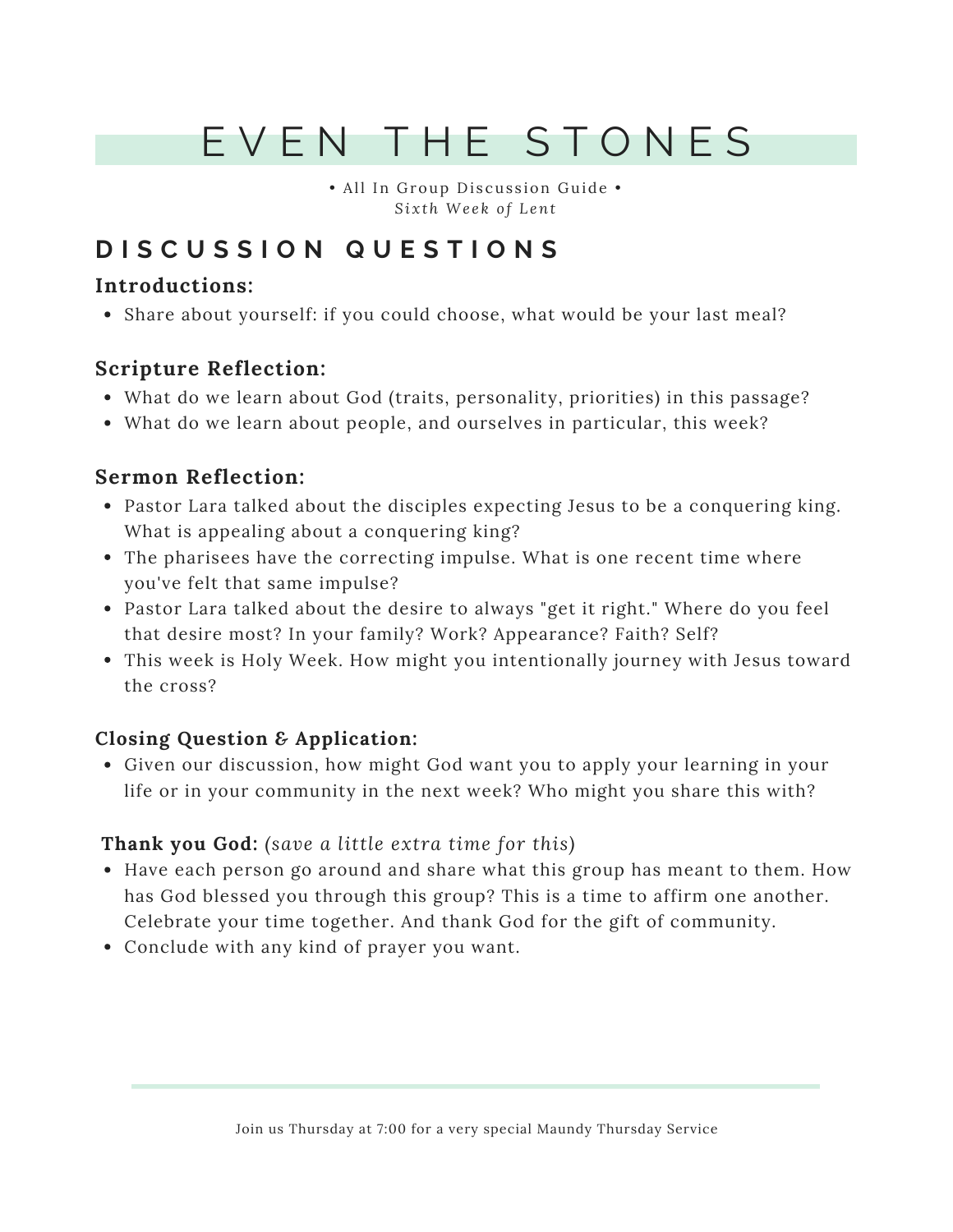# EVEN THE STONES

• All In Group Discussion Guide •
*Sixth Week of Lent*

## DISCUSSION QUESTIONS

### Introductions:

- Share about yourself: if you could choose, what would be your last meal?

### Scripture Reflection:

- What do we learn about God (traits, personality, priorities) in this passage?
- What do we learn about people, and ourselves in particular, this week?

### Sermon Reflection:

- Pastor Lara talked about the disciples expecting Jesus to be a conquering king. What is appealing about a conquering king?
- The pharisees have the correcting impulse. What is one recent time where you've felt that same impulse?
- Pastor Lara talked about the desire to always "get it right." Where do you feel that desire most? In your family? Work? Appearance? Faith? Self?
- This week is Holy Week. How might you intentionally journey with Jesus toward the cross?

### Closing Question & Application:

- Given our discussion, how might God want you to apply your learning in your life or in your community in the next week? Who might you share this with?

### Thank you God: *(save a little extra time for this)*

- Have each person go around and share what this group has meant to them. How has God blessed you through this group? This is a time to affirm one another. Celebrate your time together. And thank God for the gift of community.
- Conclude with any kind of prayer you want.

---

Join us Thursday at 7:00 for a very special Maundy Thursday Service